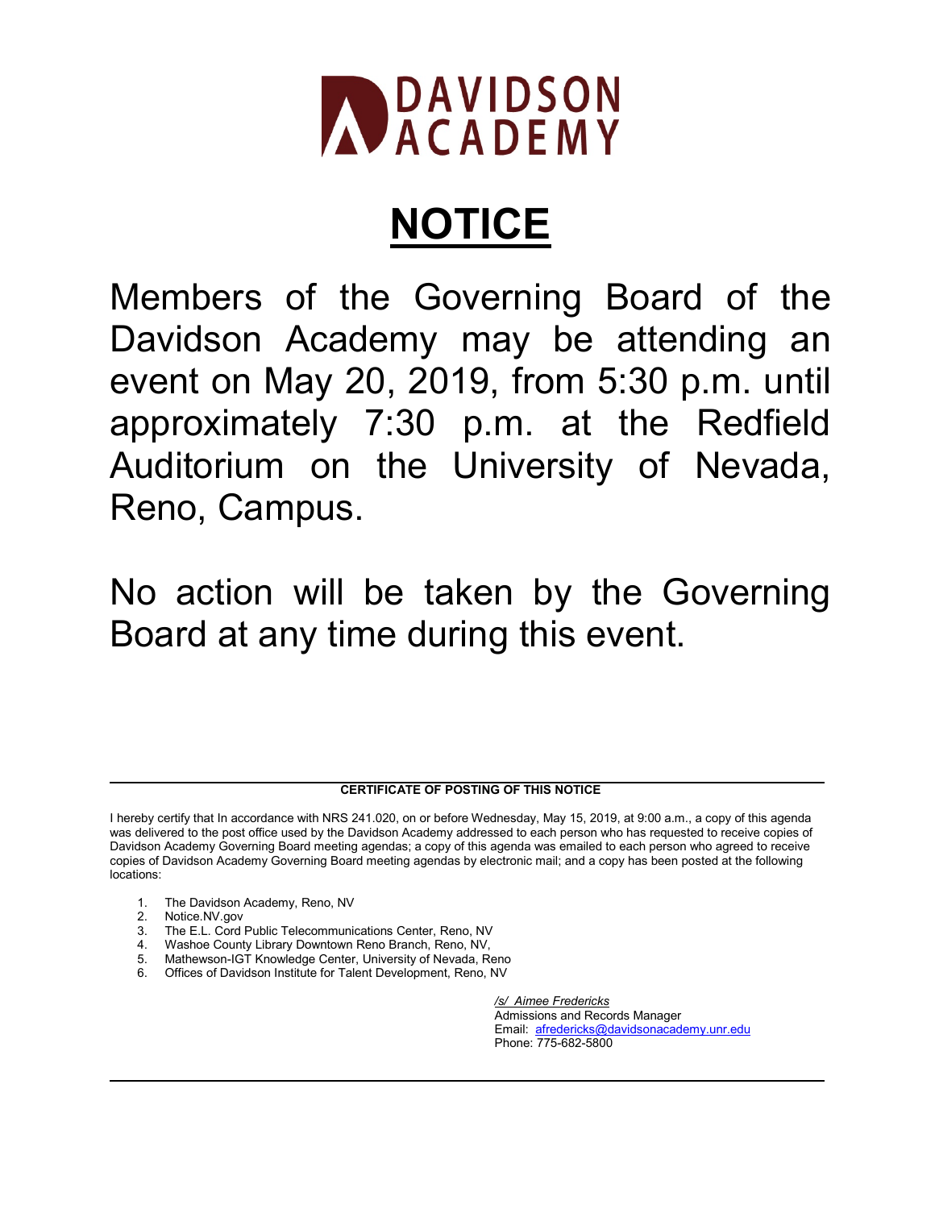DAVIDSON ACADEMY

# NOTICE

Members of the Governing Board of the Davidson Academy may be attending an event on May 20, 2019, from 5:30 p.m. until approximately 7:30 p.m. at the Redfield Auditorium on the University of Nevada, Reno, Campus.

No action will be taken by the Governing Board at any time during this event.

---

**CERTIFICATE OF POSTING OF THIS NOTICE**

I hereby certify that In accordance with NRS 241.020, on or before Wednesday, May 15, 2019, at 9:00 a.m., a copy of this agenda was delivered to the post office used by the Davidson Academy addressed to each person who has requested to receive copies of Davidson Academy Governing Board meeting agendas; a copy of this agenda was emailed to each person who agreed to receive copies of Davidson Academy Governing Board meeting agendas by electronic mail; and a copy has been posted at the following locations:

1. The Davidson Academy, Reno, NV
2. Notice.NV.gov
3. The E.L. Cord Public Telecommunications Center, Reno, NV
4. Washoe County Library Downtown Reno Branch, Reno, NV,
5. Mathewson-IGT Knowledge Center, University of Nevada, Reno
6. Offices of Davidson Institute for Talent Development, Reno, NV

*/s/ Aimee Fredericks*
Admissions and Records Manager
Email: afredericks@davidsonacademy.unr.edu
Phone: 775-682-5800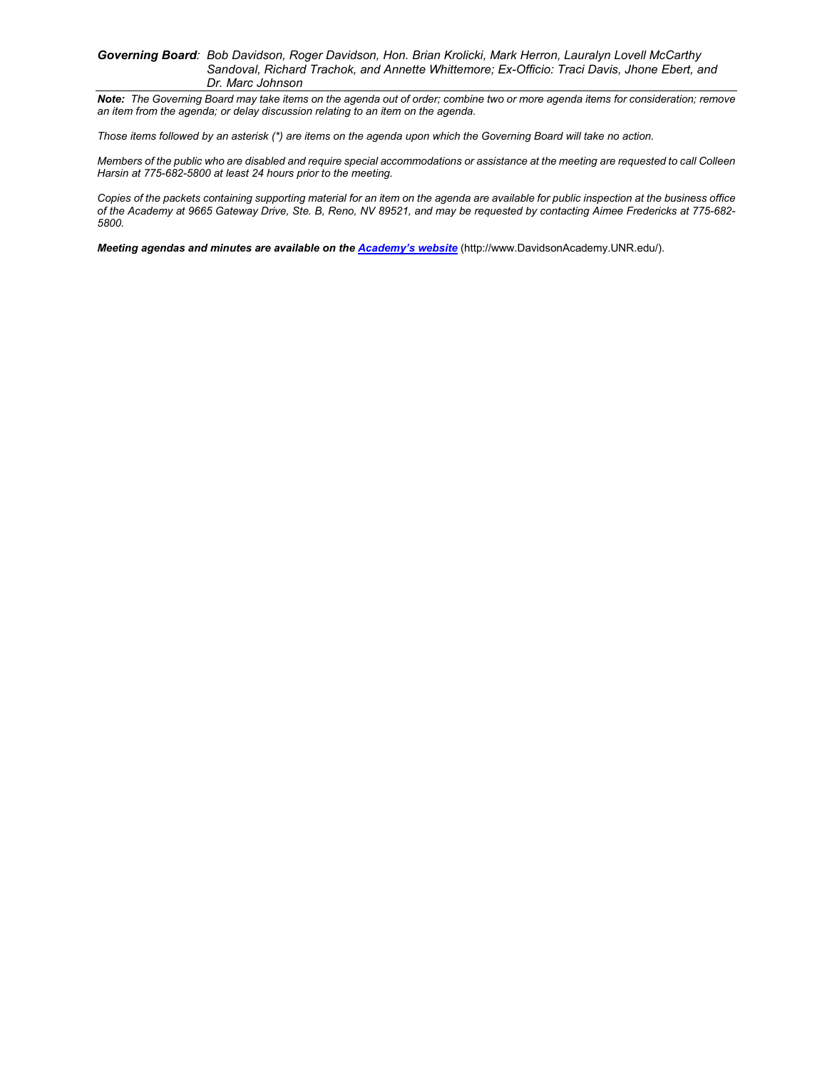***Governing Board**: Bob Davidson, Roger Davidson, Hon. Brian Krolicki, Mark Herron, Lauralyn Lovell McCarthy Sandoval, Richard Trachok, and Annette Whittemore; Ex-Officio: Traci Davis, Jhone Ebert, and Dr. Marc Johnson*

---

***Note:** The Governing Board may take items on the agenda out of order; combine two or more agenda items for consideration; remove an item from the agenda; or delay discussion relating to an item on the agenda.*

*Those items followed by an asterisk (*) are items on the agenda upon which the Governing Board will take no action.*

*Members of the public who are disabled and require special accommodations or assistance at the meeting are requested to call Colleen Harsin at 775-682-5800 at least 24 hours prior to the meeting.*

*Copies of the packets containing supporting material for an item on the agenda are available for public inspection at the business office of the Academy at 9665 Gateway Drive, Ste. B, Reno, NV 89521, and may be requested by contacting Aimee Fredericks at 775-682-5800.*

***Meeting agendas and minutes are available on the [Academy's website](http://www.DavidsonAcademy.UNR.edu/)** (http://www.DavidsonAcademy.UNR.edu/).